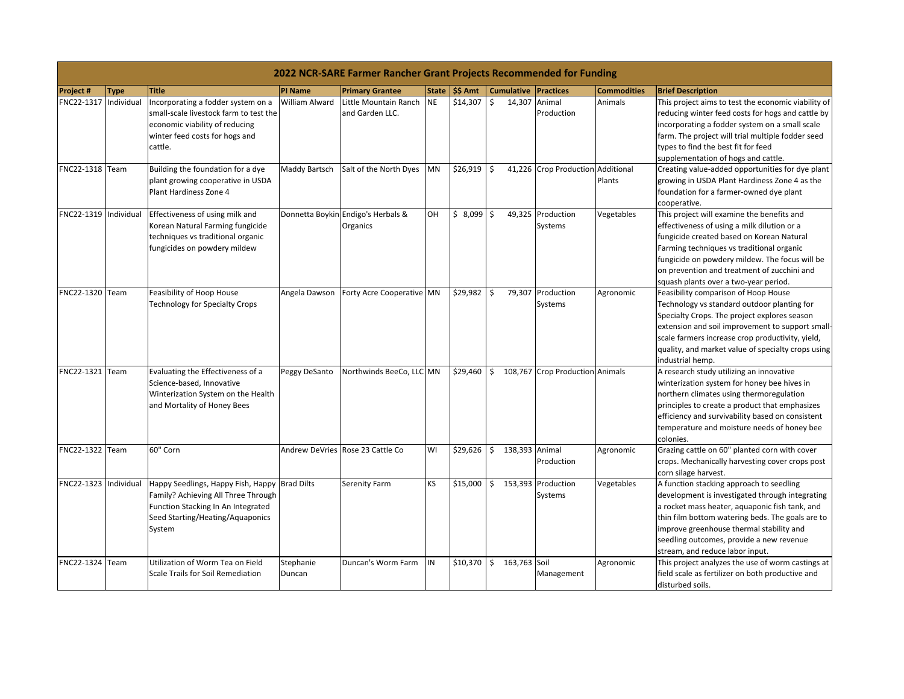## 2022 NCR-SARE Farmer Rancher Grant Projects Recommended for Funding

| Project # | Type | Title | PI Name | Primary Grantee | State | $$ Amt | Cumulative | Practices | Commodities | Brief Description |
|---|---|---|---|---|---|---|---|---|---|---|
| FNC22-1317 | Individual | Incorporating a fodder system on a small-scale livestock farm to test the economic viability of reducing winter feed costs for hogs and cattle. | William Alward | Little Mountain Ranch and Garden LLC. | NE | $14,307 | $ 14,307 | Animal Production | Animals | This project aims to test the economic viability of reducing winter feed costs for hogs and cattle by incorporating a fodder system on a small scale farm. The project will trial multiple fodder seed types to find the best fit for feed supplementation of hogs and cattle. |
| FNC22-1318 | Team | Building the foundation for a dye plant growing cooperative in USDA Plant Hardiness Zone 4 | Maddy Bartsch | Salt of the North Dyes | MN | $26,919 | $ 41,226 | Crop Production | Additional Plants | Creating value-added opportunities for dye plant growing in USDA Plant Hardiness Zone 4 as the foundation for a farmer-owned dye plant cooperative. |
| FNC22-1319 | Individual | Effectiveness of using milk and Korean Natural Farming fungicide techniques vs traditional organic fungicides on powdery mildew | Donnetta Boykin | Endigo's Herbals & Organics | OH | $ 8,099 | $ 49,325 | Production Systems | Vegetables | This project will examine the benefits and effectiveness of using a milk dilution or a fungicide created based on Korean Natural Farming techniques vs traditional organic fungicide on powdery mildew. The focus will be on prevention and treatment of zucchini and squash plants over a two-year period. |
| FNC22-1320 | Team | Feasibility of Hoop House Technology for Specialty Crops | Angela Dawson | Forty Acre Cooperative | MN | $29,982 | $ 79,307 | Production Systems | Agronomic | Feasibility comparison of Hoop House Technology vs standard outdoor planting for Specialty Crops. The project explores season extension and soil improvement to support small-scale farmers increase crop productivity, yield, quality, and market value of specialty crops using industrial hemp. |
| FNC22-1321 | Team | Evaluating the Effectiveness of a Science-based, Innovative Winterization System on the Health and Mortality of Honey Bees | Peggy DeSanto | Northwinds BeeCo, LLC | MN | $29,460 | $ 108,767 | Crop Production | Animals | A research study utilizing an innovative winterization system for honey bee hives in northern climates using thermoregulation principles to create a product that emphasizes efficiency and survivability based on consistent temperature and moisture needs of honey bee colonies. |
| FNC22-1322 | Team | 60" Corn | Andrew DeVries | Rose 23 Cattle Co | WI | $29,626 | $ 138,393 | Animal Production | Agronomic | Grazing cattle on 60" planted corn with cover crops. Mechanically harvesting cover crops post corn silage harvest. |
| FNC22-1323 | Individual | Happy Seedlings, Happy Fish, Happy Family? Achieving All Three Through Function Stacking In An Integrated Seed Starting/Heating/Aquaponics System | Brad Dilts | Serenity Farm | KS | $15,000 | $ 153,393 | Production Systems | Vegetables | A function stacking approach to seedling development is investigated through integrating a rocket mass heater, aquaponic fish tank, and thin film bottom watering beds. The goals are to improve greenhouse thermal stability and seedling outcomes, provide a new revenue stream, and reduce labor input. |
| FNC22-1324 | Team | Utilization of Worm Tea on Field Scale Trails for Soil Remediation | Stephanie Duncan | Duncan's Worm Farm | IN | $10,370 | $ 163,763 | Soil Management | Agronomic | This project analyzes the use of worm castings at field scale as fertilizer on both productive and disturbed soils. |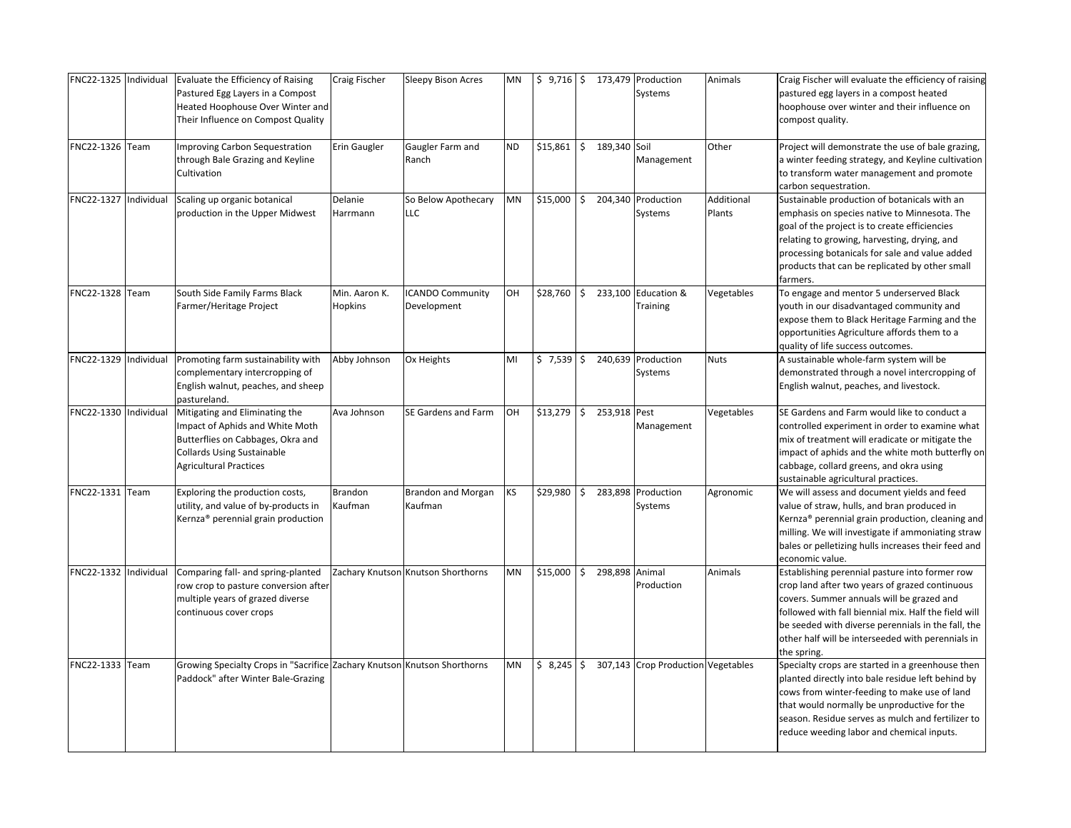| FNC22-1325 | Individual | Evaluate the Efficiency of Raising Pastured Egg Layers in a Compost Heated Hoophouse Over Winter and Their Influence on Compost Quality | Craig Fischer | Sleepy Bison Acres | MN | $ 9,716 | $ 173,479 | Production Systems | Animals | Craig Fischer will evaluate the efficiency of raising pastured egg layers in a compost heated hoophouse over winter and their influence on compost quality. |
|---|---|---|---|---|---|---|---|---|---|---|
| FNC22-1326 | Team | Improving Carbon Sequestration through Bale Grazing and Keyline Cultivation | Erin Gaugler | Gaugler Farm and Ranch | ND | $15,861 | $ 189,340 | Soil Management | Other | Project will demonstrate the use of bale grazing, a winter feeding strategy, and Keyline cultivation to transform water management and promote carbon sequestration. |
| FNC22-1327 | Individual | Scaling up organic botanical production in the Upper Midwest | Delanie Harrmann | So Below Apothecary LLC | MN | $15,000 | $ 204,340 | Production Systems | Additional Plants | Sustainable production of botanicals with an emphasis on species native to Minnesota. The goal of the project is to create efficiencies relating to growing, harvesting, drying, and processing botanicals for sale and value added products that can be replicated by other small farmers. |
| FNC22-1328 | Team | South Side Family Farms Black Farmer/Heritage Project | Min. Aaron K. Hopkins | ICANDO Community Development | OH | $28,760 | $ 233,100 | Education & Training | Vegetables | To engage and mentor 5 underserved Black youth in our disadvantaged community and expose them to Black Heritage Farming and the opportunities Agriculture affords them to a quality of life success outcomes. |
| FNC22-1329 | Individual | Promoting farm sustainability with complementary intercropping of English walnut, peaches, and sheep pastureland. | Abby Johnson | Ox Heights | MI | $ 7,539 | $ 240,639 | Production Systems | Nuts | A sustainable whole-farm system will be demonstrated through a novel intercropping of English walnut, peaches, and livestock. |
| FNC22-1330 | Individual | Mitigating and Eliminating the Impact of Aphids and White Moth Butterflies on Cabbages, Okra and Collards Using Sustainable Agricultural Practices | Ava Johnson | SE Gardens and Farm | OH | $13,279 | $ 253,918 | Pest Management | Vegetables | SE Gardens and Farm would like to conduct a controlled experiment in order to examine what mix of treatment will eradicate or mitigate the impact of aphids and the white moth butterfly on cabbage, collard greens, and okra using sustainable agricultural practices. |
| FNC22-1331 | Team | Exploring the production costs, utility, and value of by-products in Kernza® perennial grain production | Brandon Kaufman | Brandon and Morgan Kaufman | KS | $29,980 | $ 283,898 | Production Systems | Agronomic | We will assess and document yields and feed value of straw, hulls, and bran produced in Kernza® perennial grain production, cleaning and milling. We will investigate if ammoniating straw bales or pelletizing hulls increases their feed and economic value. |
| FNC22-1332 | Individual | Comparing fall- and spring-planted row crop to pasture conversion after multiple years of grazed diverse continuous cover crops | Zachary Knutson | Knutson Shorthorns | MN | $15,000 | $ 298,898 | Animal Production | Animals | Establishing perennial pasture into former row crop land after two years of grazed continuous covers. Summer annuals will be grazed and followed with fall biennial mix. Half the field will be seeded with diverse perennials in the fall, the other half will be interseeded with perennials in the spring. |
| FNC22-1333 | Team | Growing Specialty Crops in "Sacrifice Paddock" after Winter Bale-Grazing | Zachary Knutson | Knutson Shorthorns | MN | $ 8,245 | $ 307,143 | Crop Production | Vegetables | Specialty crops are started in a greenhouse then planted directly into bale residue left behind by cows from winter-feeding to make use of land that would normally be unproductive for the season. Residue serves as mulch and fertilizer to reduce weeding labor and chemical inputs. |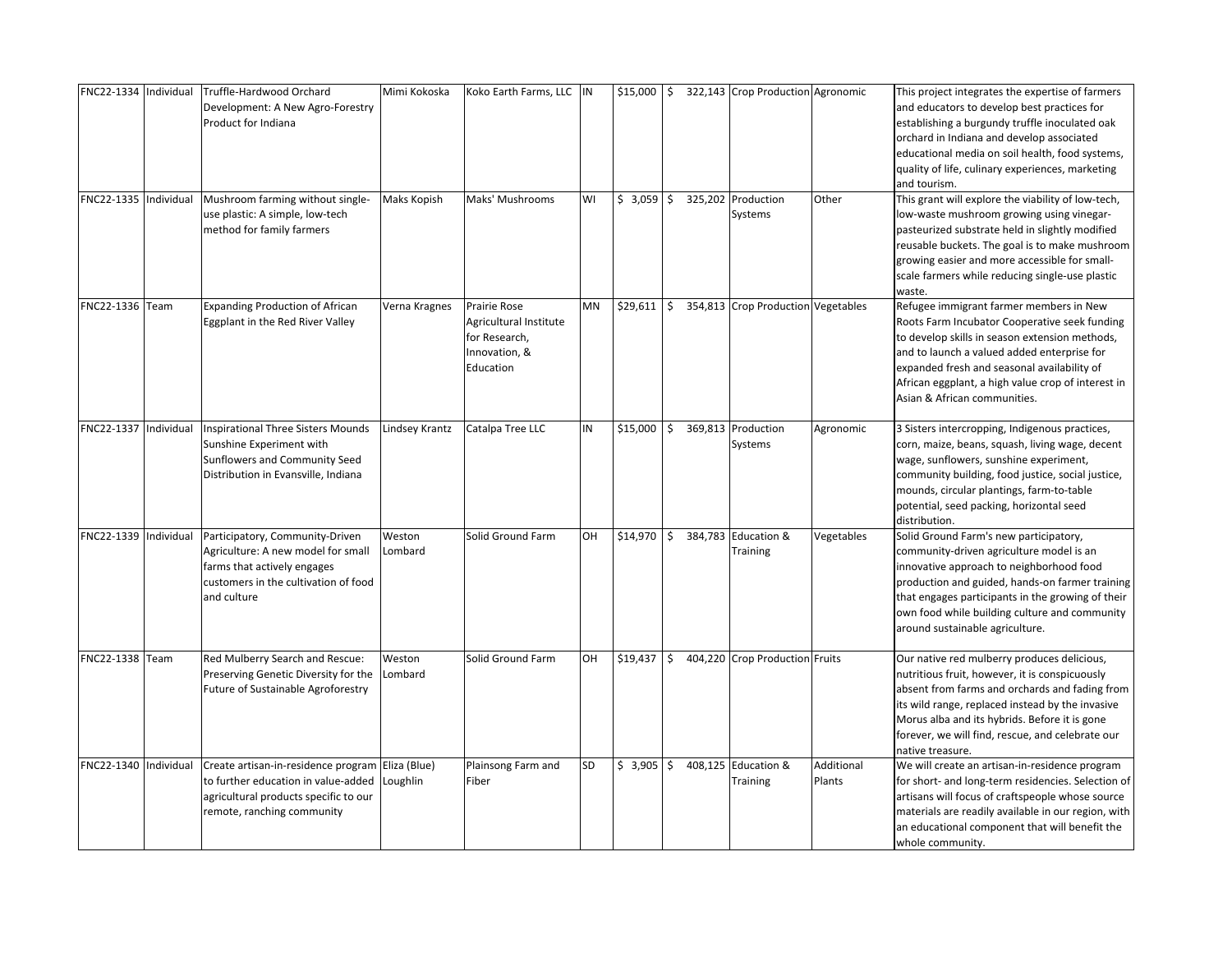| | | | | | | | | | | |
|---|---|---|---|---|---|---|---|---|---|---|
| FNC22-1334 | Individual | Truffle-Hardwood Orchard Development: A New Agro-Forestry Product for Indiana | Mimi Kokoska | Koko Earth Farms, LLC | IN | $15,000 | $ 322,143 | Crop Production | Agronomic | This project integrates the expertise of farmers and educators to develop best practices for establishing a burgundy truffle inoculated oak orchard in Indiana and develop associated educational media on soil health, food systems, quality of life, culinary experiences, marketing and tourism. |
| FNC22-1335 | Individual | Mushroom farming without single-use plastic: A simple, low-tech method for family farmers | Maks Kopish | Maks' Mushrooms | WI | $ 3,059 | $ 325,202 | Production Systems | Other | This grant will explore the viability of low-tech, low-waste mushroom growing using vinegar-pasteurized substrate held in slightly modified reusable buckets. The goal is to make mushroom growing easier and more accessible for small-scale farmers while reducing single-use plastic waste. |
| FNC22-1336 | Team | Expanding Production of African Eggplant in the Red River Valley | Verna Kragnes | Prairie Rose Agricultural Institute for Research, Innovation, & Education | MN | $29,611 | $ 354,813 | Crop Production | Vegetables | Refugee immigrant farmer members in New Roots Farm Incubator Cooperative seek funding to develop skills in season extension methods, and to launch a valued added enterprise for expanded fresh and seasonal availability of African eggplant, a high value crop of interest in Asian & African communities. |
| FNC22-1337 | Individual | Inspirational Three Sisters Mounds Sunshine Experiment with Sunflowers and Community Seed Distribution in Evansville, Indiana | Lindsey Krantz | Catalpa Tree LLC | IN | $15,000 | $ 369,813 | Production Systems | Agronomic | 3 Sisters intercropping, Indigenous practices, corn, maize, beans, squash, living wage, decent wage, sunflowers, sunshine experiment, community building, food justice, social justice, mounds, circular plantings, farm-to-table potential, seed packing, horizontal seed distribution. |
| FNC22-1339 | Individual | Participatory, Community-Driven Agriculture: A new model for small farms that actively engages customers in the cultivation of food and culture | Weston Lombard | Solid Ground Farm | OH | $14,970 | $ 384,783 | Education & Training | Vegetables | Solid Ground Farm's new participatory, community-driven agriculture model is an innovative approach to neighborhood food production and guided, hands-on farmer training that engages participants in the growing of their own food while building culture and community around sustainable agriculture. |
| FNC22-1338 | Team | Red Mulberry Search and Rescue: Preserving Genetic Diversity for the Future of Sustainable Agroforestry | Weston Lombard | Solid Ground Farm | OH | $19,437 | $ 404,220 | Crop Production | Fruits | Our native red mulberry produces delicious, nutritious fruit, however, it is conspicuously absent from farms and orchards and fading from its wild range, replaced instead by the invasive Morus alba and its hybrids. Before it is gone forever, we will find, rescue, and celebrate our native treasure. |
| FNC22-1340 | Individual | Create artisan-in-residence program to further education in value-added agricultural products specific to our remote, ranching community | Eliza (Blue) Loughlin | Plainsong Farm and Fiber | SD | $ 3,905 | $ 408,125 | Education & Training | Additional Plants | We will create an artisan-in-residence program for short- and long-term residencies. Selection of artisans will focus of craftspeople whose source materials are readily available in our region, with an educational component that will benefit the whole community. |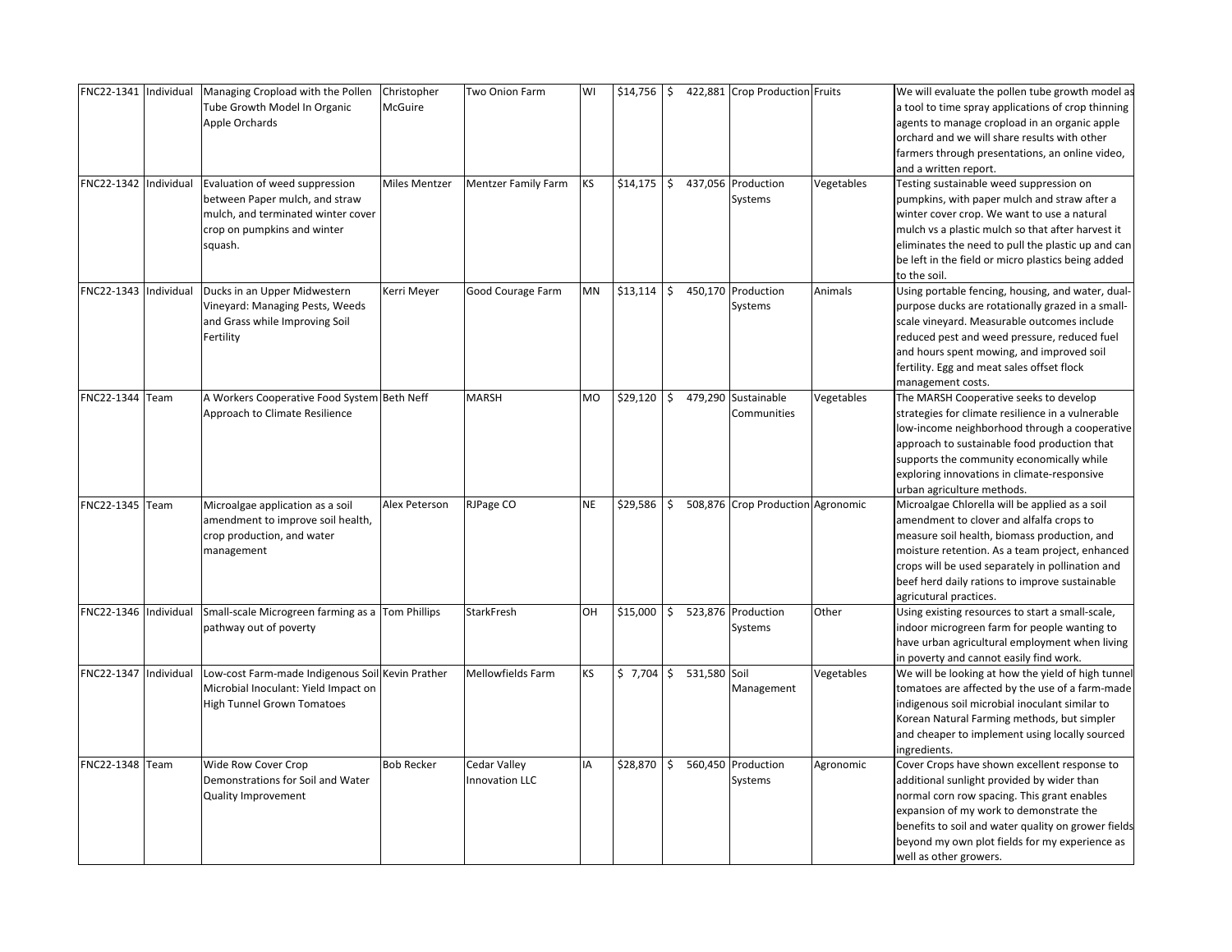| FNC22-1341 | Individual | Managing Cropload with the Pollen Tube Growth Model In Organic Apple Orchards | Christopher McGuire | Two Onion Farm | WI | $14,756 | $ 422,881 | Crop Production | Fruits | We will evaluate the pollen tube growth model as a tool to time spray applications of crop thinning agents to manage cropload in an organic apple orchard and we will share results with other farmers through presentations, an online video, and a written report. |
|---|---|---|---|---|---|---|---|---|---|---|
| FNC22-1342 | Individual | Evaluation of weed suppression between Paper mulch, and straw mulch, and terminated winter cover crop on pumpkins and winter squash. | Miles Mentzer | Mentzer Family Farm | KS | $14,175 | $ 437,056 | Production Systems | Vegetables | Testing sustainable weed suppression on pumpkins, with paper mulch and straw after a winter cover crop. We want to use a natural mulch vs a plastic mulch so that after harvest it eliminates the need to pull the plastic up and can be left in the field or micro plastics being added to the soil. |
| FNC22-1343 | Individual | Ducks in an Upper Midwestern Vineyard: Managing Pests, Weeds and Grass while Improving Soil Fertility | Kerri Meyer | Good Courage Farm | MN | $13,114 | $ 450,170 | Production Systems | Animals | Using portable fencing, housing, and water, dual-purpose ducks are rotationally grazed in a small-scale vineyard. Measurable outcomes include reduced pest and weed pressure, reduced fuel and hours spent mowing, and improved soil fertility. Egg and meat sales offset flock management costs. |
| FNC22-1344 | Team | A Workers Cooperative Food System Approach to Climate Resilience | Beth Neff | MARSH | MO | $29,120 | $ 479,290 | Sustainable Communities | Vegetables | The MARSH Cooperative seeks to develop strategies for climate resilience in a vulnerable low-income neighborhood through a cooperative approach to sustainable food production that supports the community economically while exploring innovations in climate-responsive urban agriculture methods. |
| FNC22-1345 | Team | Microalgae application as a soil amendment to improve soil health, crop production, and water management | Alex Peterson | RJPage CO | NE | $29,586 | $ 508,876 | Crop Production | Agronomic | Microalgae Chlorella will be applied as a soil amendment to clover and alfalfa crops to measure soil health, biomass production, and moisture retention. As a team project, enhanced crops will be used separately in pollination and beef herd daily rations to improve sustainable agricultural practices. |
| FNC22-1346 | Individual | Small-scale Microgreen farming as a pathway out of poverty | Tom Phillips | StarkFresh | OH | $15,000 | $ 523,876 | Production Systems | Other | Using existing resources to start a small-scale, indoor microgreen farm for people wanting to have urban agricultural employment when living in poverty and cannot easily find work. |
| FNC22-1347 | Individual | Low-cost Farm-made Indigenous Soil Microbial Inoculant: Yield Impact on High Tunnel Grown Tomatoes | Kevin Prather | Mellowfields Farm | KS | $ 7,704 | $ 531,580 | Soil Management | Vegetables | We will be looking at how the yield of high tunnel tomatoes are affected by the use of a farm-made indigenous soil microbial inoculant similar to Korean Natural Farming methods, but simpler and cheaper to implement using locally sourced ingredients. |
| FNC22-1348 | Team | Wide Row Cover Crop Demonstrations for Soil and Water Quality Improvement | Bob Recker | Cedar Valley Innovation LLC | IA | $28,870 | $ 560,450 | Production Systems | Agronomic | Cover Crops have shown excellent response to additional sunlight provided by wider than normal corn row spacing. This grant enables expansion of my work to demonstrate the benefits to soil and water quality on grower fields beyond my own plot fields for my experience as well as other growers. |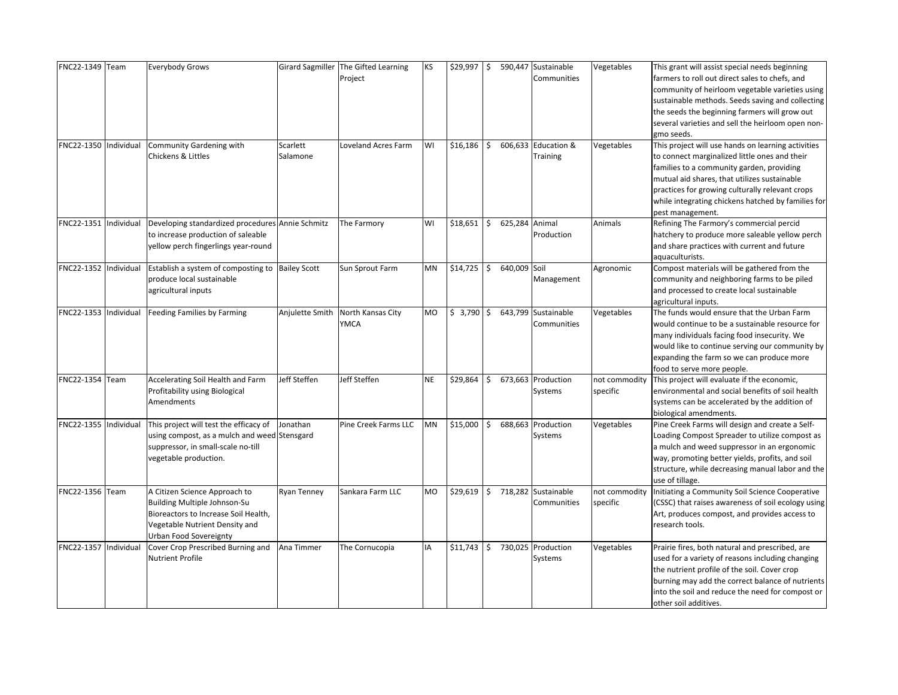| FNC22-1349 | Team | Everybody Grows | Girard Sagmiller | The Gifted Learning Project | KS | $29,997 | $ 590,447 | Sustainable Communities | Vegetables | This grant will assist special needs beginning farmers to roll out direct sales to chefs, and community of heirloom vegetable varieties using sustainable methods. Seeds saving and collecting the seeds the beginning farmers will grow out several varieties and sell the heirloom open non-gmo seeds. |
|---|---|---|---|---|---|---|---|---|---|---|
| FNC22-1350 | Individual | Community Gardening with Chickens & Littles | Scarlett Salamone | Loveland Acres Farm | WI | $16,186 | $ 606,633 | Education & Training | Vegetables | This project will use hands on learning activities to connect marginalized little ones and their families to a community garden, providing mutual aid shares, that utilizes sustainable practices for growing culturally relevant crops while integrating chickens hatched by families for pest management. |
| FNC22-1351 | Individual | Developing standardized procedures to increase production of saleable yellow perch fingerlings year-round | Annie Schmitz | The Farmory | WI | $18,651 | $ 625,284 | Animal Production | Animals | Refining The Farmory's commercial percid hatchery to produce more saleable yellow perch and share practices with current and future aquaculturists. |
| FNC22-1352 | Individual | Establish a system of composting to produce local sustainable agricultural inputs | Bailey Scott | Sun Sprout Farm | MN | $14,725 | $ 640,009 | Soil Management | Agronomic | Compost materials will be gathered from the community and neighboring farms to be piled and processed to create local sustainable agricultural inputs. |
| FNC22-1353 | Individual | Feeding Families by Farming | Anjulette Smith | North Kansas City YMCA | MO | $ 3,790 | $ 643,799 | Sustainable Communities | Vegetables | The funds would ensure that the Urban Farm would continue to be a sustainable resource for many individuals facing food insecurity. We would like to continue serving our community by expanding the farm so we can produce more food to serve more people. |
| FNC22-1354 | Team | Accelerating Soil Health and Farm Profitability using Biological Amendments | Jeff Steffen | Jeff Steffen | NE | $29,864 | $ 673,663 | Production Systems | not commodity specific | This project will evaluate if the economic, environmental and social benefits of soil health systems can be accelerated by the addition of biological amendments. |
| FNC22-1355 | Individual | This project will test the efficacy of using compost, as a mulch and weed suppressor, in small-scale no-till vegetable production. | Jonathan Stensgard | Pine Creek Farms LLC | MN | $15,000 | $ 688,663 | Production Systems | Vegetables | Pine Creek Farms will design and create a Self-Loading Compost Spreader to utilize compost as a mulch and weed suppressor in an ergonomic way, promoting better yields, profits, and soil structure, while decreasing manual labor and the use of tillage. |
| FNC22-1356 | Team | A Citizen Science Approach to Building Multiple Johnson-Su Bioreactors to Increase Soil Health, Vegetable Nutrient Density and Urban Food Sovereignty | Ryan Tenney | Sankara Farm LLC | MO | $29,619 | $ 718,282 | Sustainable Communities | not commodity specific | Initiating a Community Soil Science Cooperative (CSSC) that raises awareness of soil ecology using Art, produces compost, and provides access to research tools. |
| FNC22-1357 | Individual | Cover Crop Prescribed Burning and Nutrient Profile | Ana Timmer | The Cornucopia | IA | $11,743 | $ 730,025 | Production Systems | Vegetables | Prairie fires, both natural and prescribed, are used for a variety of reasons including changing the nutrient profile of the soil. Cover crop burning may add the correct balance of nutrients into the soil and reduce the need for compost or other soil additives. |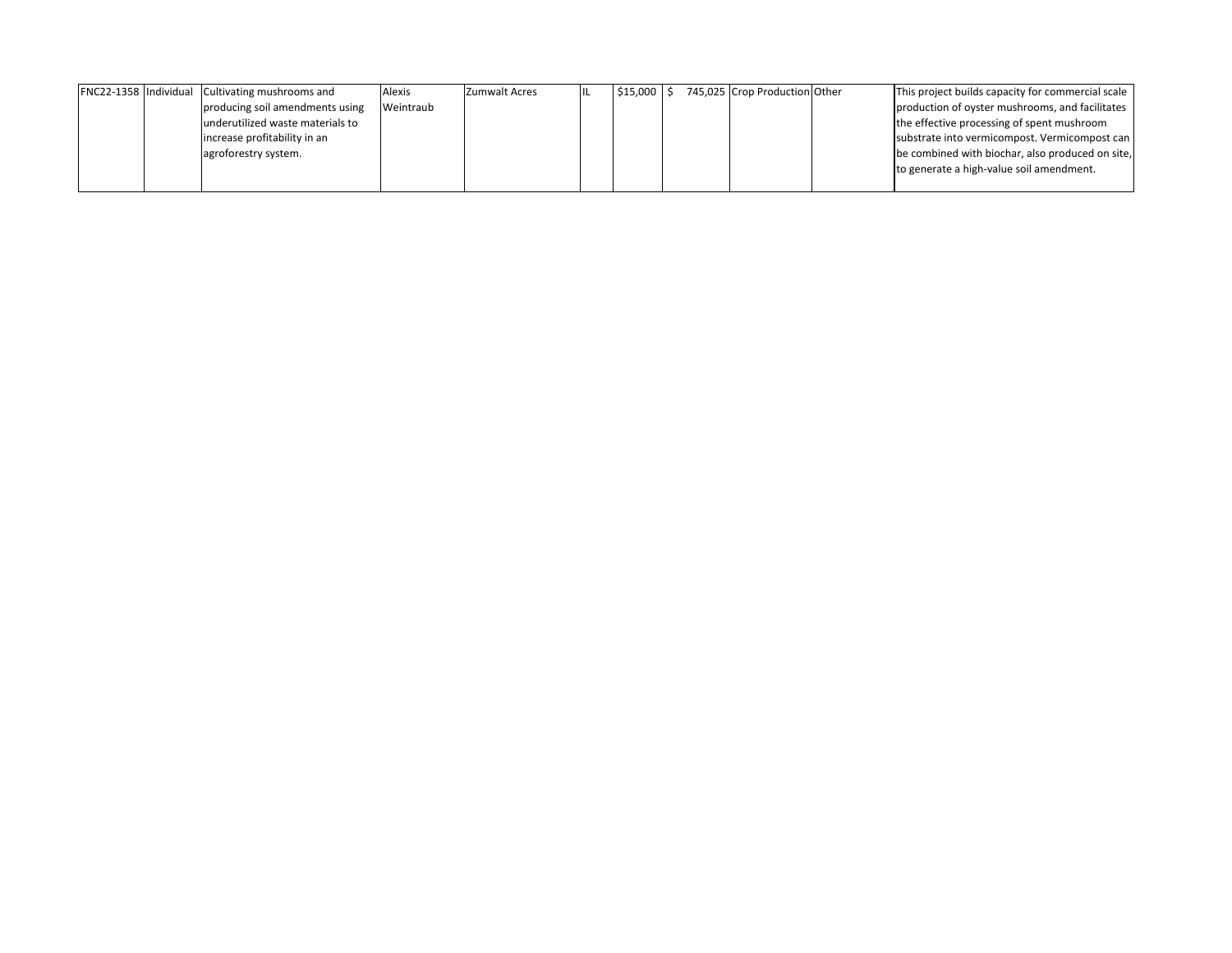| | | | | | | | | | | |
|---|---|---|---|---|---|---|---|---|---|---|
| FNC22-1358 | Individual | Cultivating mushrooms and producing soil amendments using underutilized waste materials to increase profitability in an agroforestry system. | Alexis Weintraub | Zumwalt Acres | IL | $15,000 | $ 745,025 | Crop Production | Other | This project builds capacity for commercial scale production of oyster mushrooms, and facilitates the effective processing of spent mushroom substrate into vermicompost. Vermicompost can be combined with biochar, also produced on site, to generate a high-value soil amendment. |